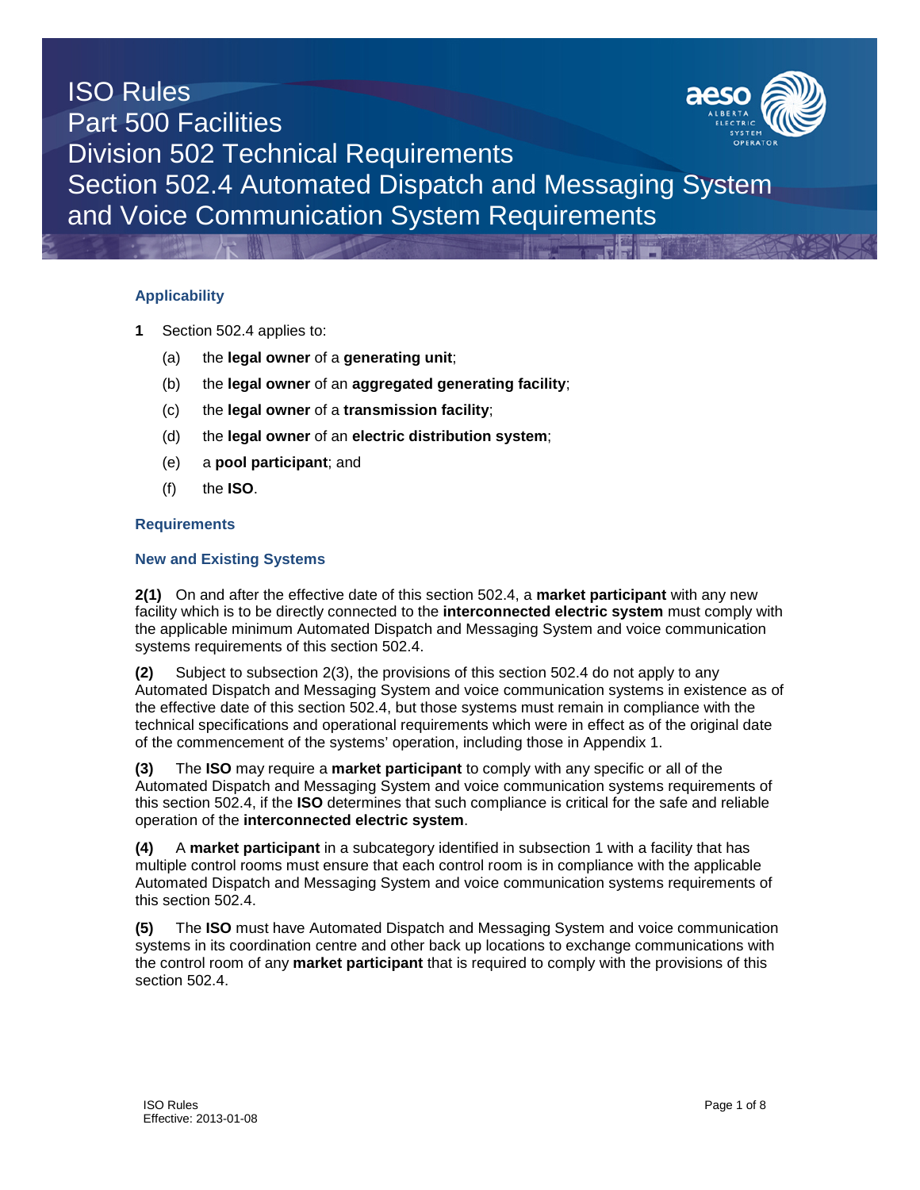# ISO Rules
# Part 500 Facilities
# Division 502 Technical Requirements
# Section 502.4 Automated Dispatch and Messaging System and Voice Communication System Requirements

### Applicability

**1** Section 502.4 applies to:

(a) the **legal owner** of a **generating unit**;

(b) the **legal owner** of an **aggregated generating facility**;

(c) the **legal owner** of a **transmission facility**;

(d) the **legal owner** of an **electric distribution system**;

(e) a **pool participant**; and

(f) the **ISO**.

### Requirements

### New and Existing Systems

**2(1)** On and after the effective date of this section 502.4, a **market participant** with any new facility which is to be directly connected to the **interconnected electric system** must comply with the applicable minimum Automated Dispatch and Messaging System and voice communication systems requirements of this section 502.4.

**(2)** Subject to subsection 2(3), the provisions of this section 502.4 do not apply to any Automated Dispatch and Messaging System and voice communication systems in existence as of the effective date of this section 502.4, but those systems must remain in compliance with the technical specifications and operational requirements which were in effect as of the original date of the commencement of the systems' operation, including those in Appendix 1.

**(3)** The **ISO** may require a **market participant** to comply with any specific or all of the Automated Dispatch and Messaging System and voice communication systems requirements of this section 502.4, if the **ISO** determines that such compliance is critical for the safe and reliable operation of the **interconnected electric system**.

**(4)** A **market participant** in a subcategory identified in subsection 1 with a facility that has multiple control rooms must ensure that each control room is in compliance with the applicable Automated Dispatch and Messaging System and voice communication systems requirements of this section 502.4.

**(5)** The **ISO** must have Automated Dispatch and Messaging System and voice communication systems in its coordination centre and other back up locations to exchange communications with the control room of any **market participant** that is required to comply with the provisions of this section 502.4.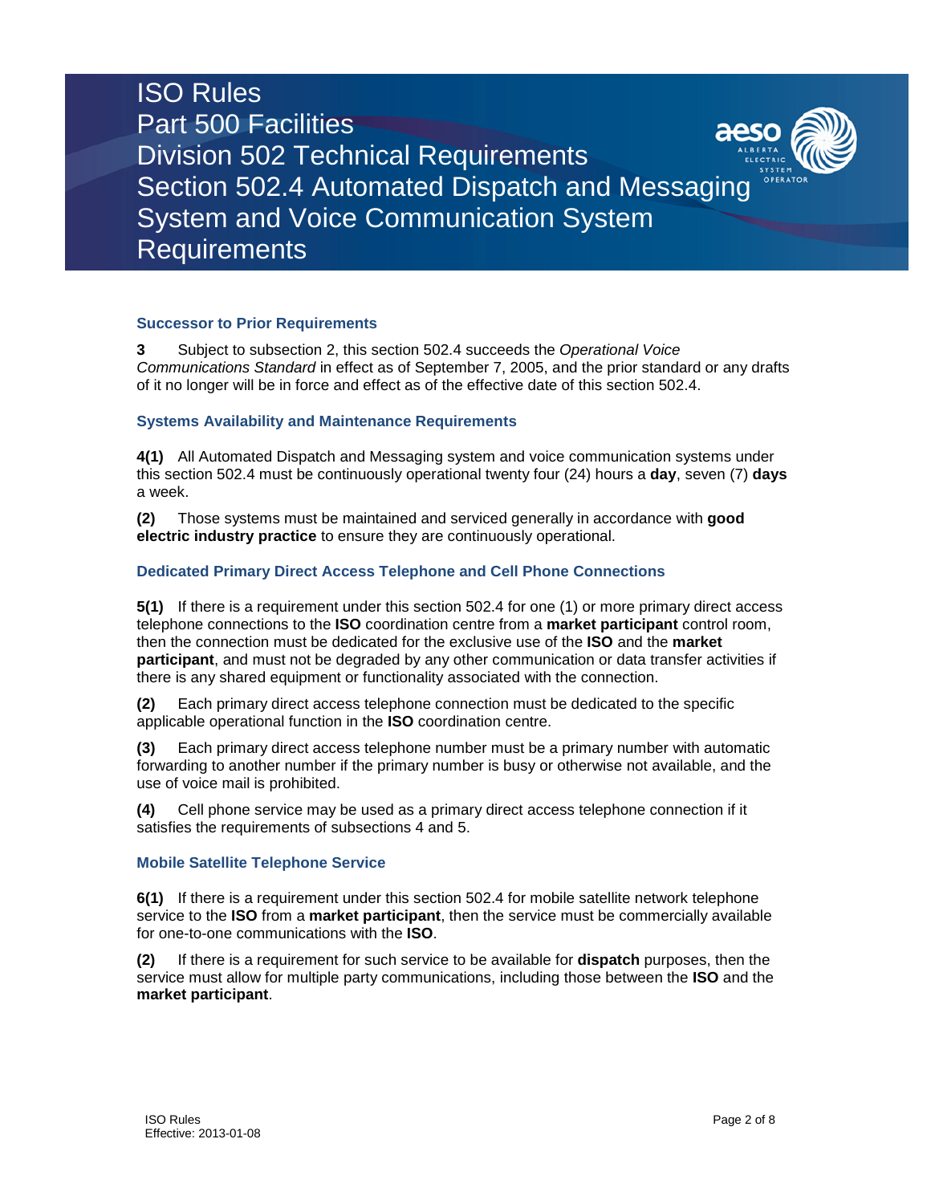### Successor to Prior Requirements

**3** Subject to subsection 2, this section 502.4 succeeds the *Operational Voice Communications Standard* in effect as of September 7, 2005, and the prior standard or any drafts of it no longer will be in force and effect as of the effective date of this section 502.4.

### Systems Availability and Maintenance Requirements

**4(1)** All Automated Dispatch and Messaging system and voice communication systems under this section 502.4 must be continuously operational twenty four (24) hours a **day**, seven (7) **days** a week.

**(2)** Those systems must be maintained and serviced generally in accordance with **good electric industry practice** to ensure they are continuously operational.

### Dedicated Primary Direct Access Telephone and Cell Phone Connections

**5(1)** If there is a requirement under this section 502.4 for one (1) or more primary direct access telephone connections to the **ISO** coordination centre from a **market participant** control room, then the connection must be dedicated for the exclusive use of the **ISO** and the **market participant**, and must not be degraded by any other communication or data transfer activities if there is any shared equipment or functionality associated with the connection.

**(2)** Each primary direct access telephone connection must be dedicated to the specific applicable operational function in the **ISO** coordination centre.

**(3)** Each primary direct access telephone number must be a primary number with automatic forwarding to another number if the primary number is busy or otherwise not available, and the use of voice mail is prohibited.

**(4)** Cell phone service may be used as a primary direct access telephone connection if it satisfies the requirements of subsections 4 and 5.

### Mobile Satellite Telephone Service

**6(1)** If there is a requirement under this section 502.4 for mobile satellite network telephone service to the **ISO** from a **market participant**, then the service must be commercially available for one-to-one communications with the **ISO**.

**(2)** If there is a requirement for such service to be available for **dispatch** purposes, then the service must allow for multiple party communications, including those between the **ISO** and the **market participant**.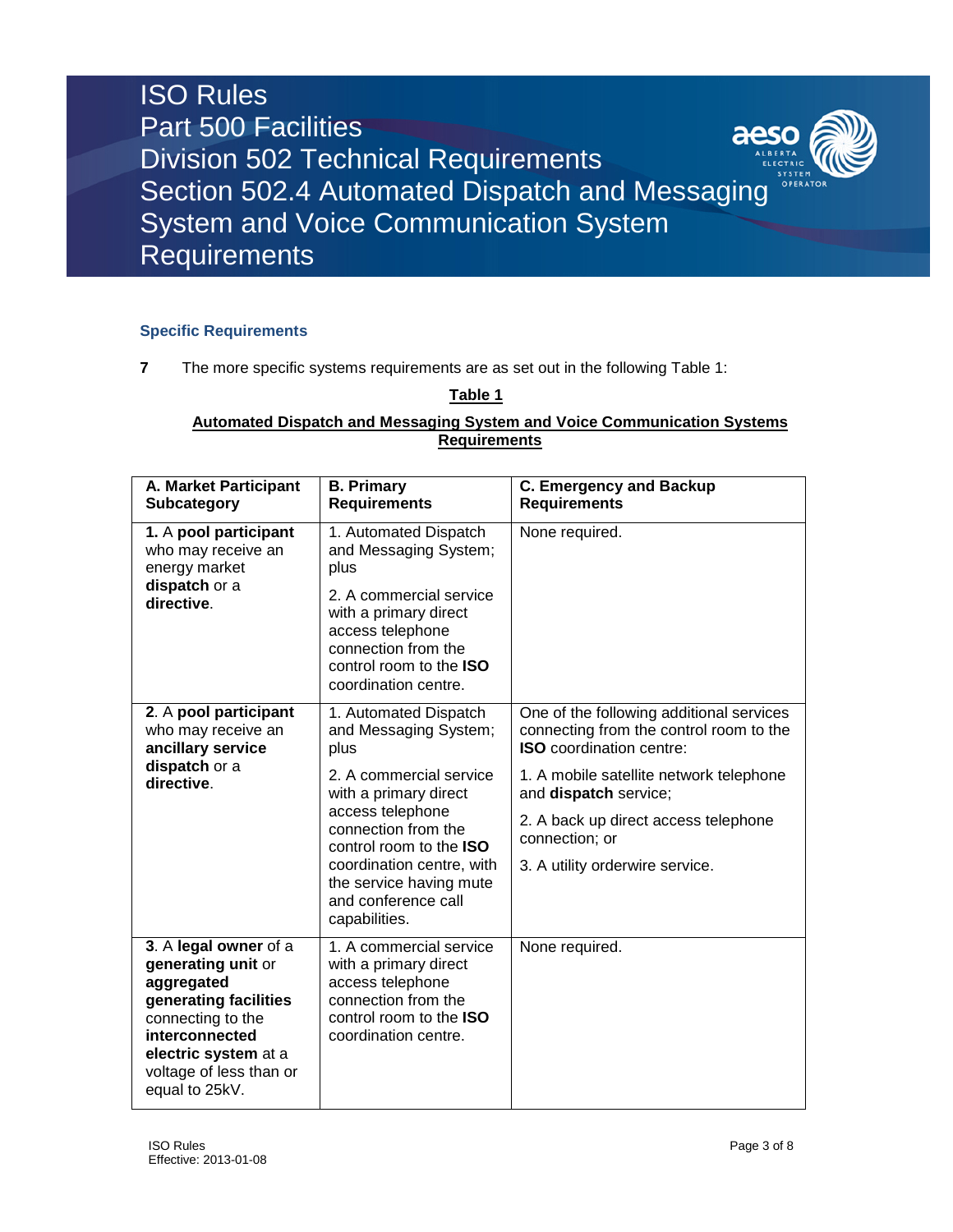### Specific Requirements

**7** The more specific systems requirements are as set out in the following Table 1:

**Table 1**

**Automated Dispatch and Messaging System and Voice Communication Systems Requirements**

| A. Market Participant Subcategory | B. Primary Requirements | C. Emergency and Backup Requirements |
|---|---|---|
| 1. A **pool participant** who may receive an energy market **dispatch** or a **directive**. | 1. Automated Dispatch and Messaging System; plus<br><br>2. A commercial service with a primary direct access telephone connection from the control room to the **ISO** coordination centre. | None required. |
| 2. A **pool participant** who may receive an **ancillary service dispatch** or a **directive**. | 1. Automated Dispatch and Messaging System; plus<br><br>2. A commercial service with a primary direct access telephone connection from the control room to the **ISO** coordination centre, with the service having mute and conference call capabilities. | One of the following additional services connecting from the control room to the **ISO** coordination centre:<br><br>1. A mobile satellite network telephone and **dispatch** service;<br><br>2. A back up direct access telephone connection; or<br><br>3. A utility orderwire service. |
| 3. A **legal owner** of a **generating unit** or **aggregated generating facilities** connecting to the **interconnected electric system** at a voltage of less than or equal to 25kV. | 1. A commercial service with a primary direct access telephone connection from the control room to the **ISO** coordination centre. | None required. |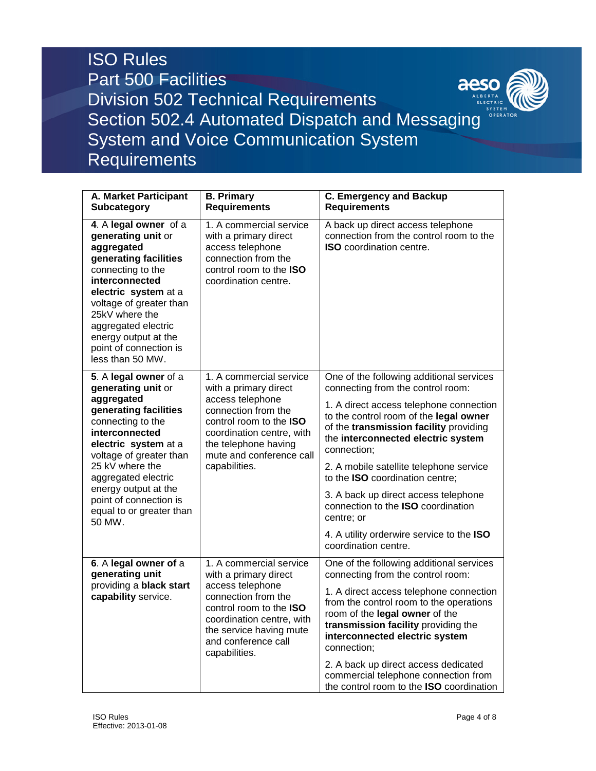| A. Market Participant Subcategory | B. Primary Requirements | C. Emergency and Backup Requirements |
|---|---|---|
| 4. A **legal owner** of a **generating unit** or **aggregated generating facilities** connecting to the **interconnected electric system** at a voltage of greater than 25kV where the aggregated electric energy output at the point of connection is less than 50 MW. | 1. A commercial service with a primary direct access telephone connection from the control room to the **ISO** coordination centre. | A back up direct access telephone connection from the control room to the **ISO** coordination centre. |
| 5. A **legal owner** of a **generating unit** or **aggregated generating facilities** connecting to the **interconnected electric system** at a voltage of greater than 25 kV where the aggregated electric energy output at the point of connection is equal to or greater than 50 MW. | 1. A commercial service with a primary direct access telephone connection from the control room to the **ISO** coordination centre, with the telephone having mute and conference call capabilities. | One of the following additional services connecting from the control room:<br><br>1. A direct access telephone connection to the control room of the **legal owner** of the **transmission facility** providing the **interconnected electric system** connection;<br><br>2. A mobile satellite telephone service to the **ISO** coordination centre;<br><br>3. A back up direct access telephone connection to the **ISO** coordination centre; or<br><br>4. A utility orderwire service to the **ISO** coordination centre. |
| 6. A **legal owner of** a **generating unit** providing a **black start capability** service. | 1. A commercial service with a primary direct access telephone connection from the control room to the **ISO** coordination centre, with the service having mute and conference call capabilities. | One of the following additional services connecting from the control room:<br><br>1. A direct access telephone connection from the control room to the operations room of the **legal owner** of the **transmission facility** providing the **interconnected electric system** connection;<br><br>2. A back up direct access dedicated commercial telephone connection from the control room to the **ISO** coordination |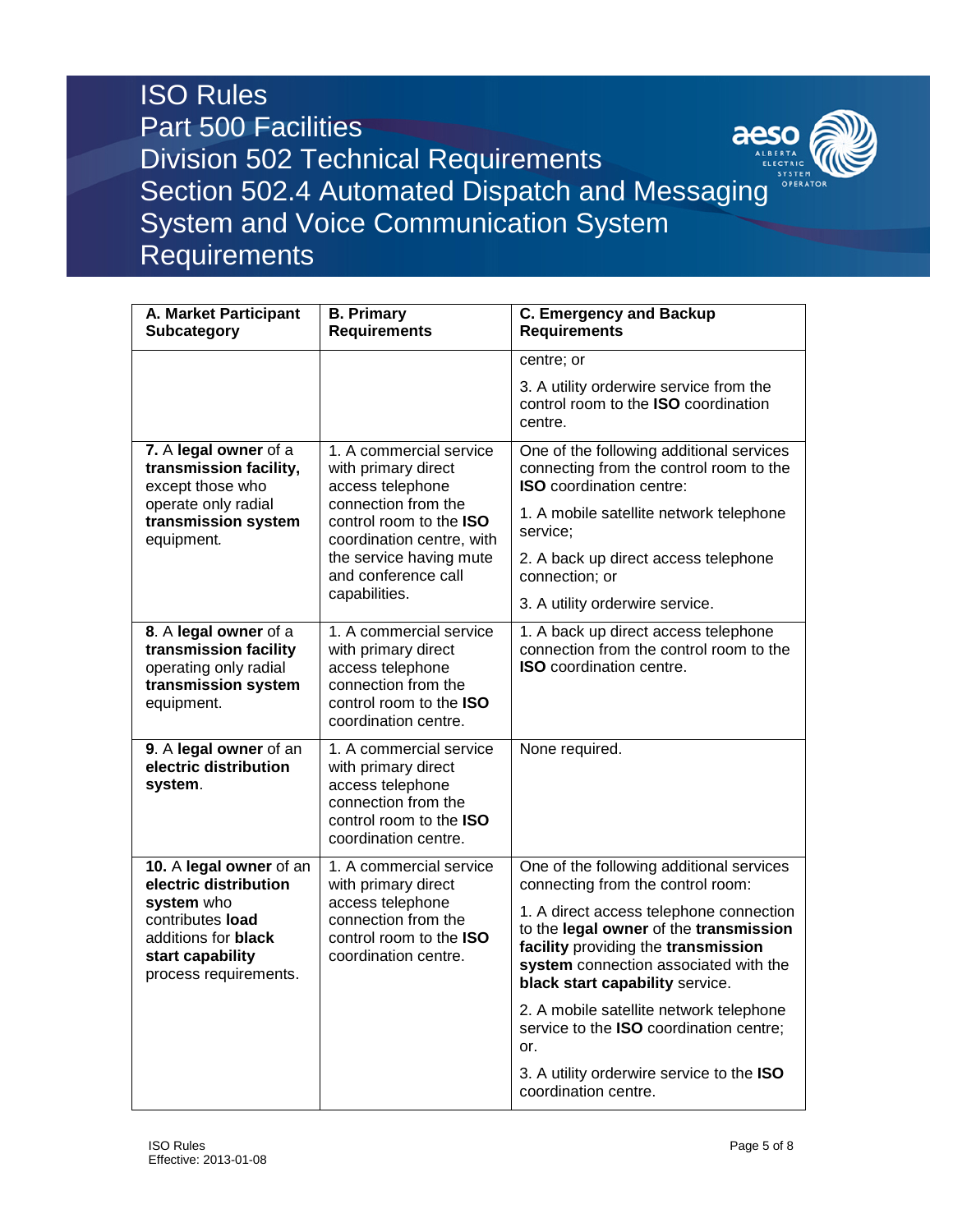| A. Market Participant Subcategory | B. Primary Requirements | C. Emergency and Backup Requirements |
|---|---|---|
| | | centre; or<br><br>3. A utility orderwire service from the control room to the **ISO** coordination centre. |
| **7.** A **legal owner** of a **transmission facility,** except those who operate only radial **transmission system** equipment*.* | 1. A commercial service with primary direct access telephone connection from the control room to the **ISO** coordination centre, with the service having mute and conference call capabilities. | One of the following additional services connecting from the control room to the **ISO** coordination centre:<br><br>1. A mobile satellite network telephone service;<br><br>2. A back up direct access telephone connection; or<br><br>3. A utility orderwire service. |
| **8**. A **legal owner** of a **transmission facility** operating only radial **transmission system** equipment. | 1. A commercial service with primary direct access telephone connection from the control room to the **ISO** coordination centre. | 1. A back up direct access telephone connection from the control room to the **ISO** coordination centre. |
| **9**. A **legal owner** of an **electric distribution system**. | 1. A commercial service with primary direct access telephone connection from the control room to the **ISO** coordination centre. | None required. |
| **10.** A **legal owner** of an **electric distribution system** who contributes **load** additions for **black start capability** process requirements. | 1. A commercial service with primary direct access telephone connection from the control room to the **ISO** coordination centre. | One of the following additional services connecting from the control room:<br><br>1. A direct access telephone connection to the **legal owner** of the **transmission facility** providing the **transmission system** connection associated with the **black start capability** service.<br><br>2. A mobile satellite network telephone service to the **ISO** coordination centre; or.<br><br>3. A utility orderwire service to the **ISO** coordination centre. |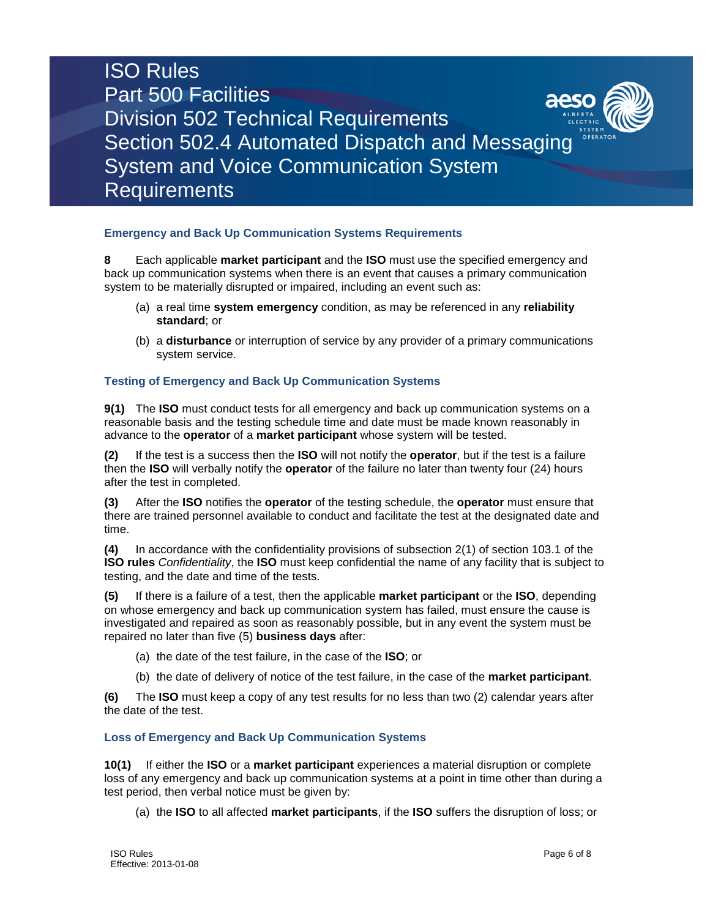## Emergency and Back Up Communication Systems Requirements

**8** Each applicable **market participant** and the **ISO** must use the specified emergency and back up communication systems when there is an event that causes a primary communication system to be materially disrupted or impaired, including an event such as:

(a) a real time **system emergency** condition, as may be referenced in any **reliability standard**; or

(b) a **disturbance** or interruption of service by any provider of a primary communications system service.

## Testing of Emergency and Back Up Communication Systems

**9(1)** The **ISO** must conduct tests for all emergency and back up communication systems on a reasonable basis and the testing schedule time and date must be made known reasonably in advance to the **operator** of a **market participant** whose system will be tested.

**(2)** If the test is a success then the **ISO** will not notify the **operator**, but if the test is a failure then the **ISO** will verbally notify the **operator** of the failure no later than twenty four (24) hours after the test in completed.

**(3)** After the **ISO** notifies the **operator** of the testing schedule, the **operator** must ensure that there are trained personnel available to conduct and facilitate the test at the designated date and time.

**(4)** In accordance with the confidentiality provisions of subsection 2(1) of section 103.1 of the **ISO rules** *Confidentiality*, the **ISO** must keep confidential the name of any facility that is subject to testing, and the date and time of the tests.

**(5)** If there is a failure of a test, then the applicable **market participant** or the **ISO**, depending on whose emergency and back up communication system has failed, must ensure the cause is investigated and repaired as soon as reasonably possible, but in any event the system must be repaired no later than five (5) **business days** after:

(a) the date of the test failure, in the case of the **ISO**; or

(b) the date of delivery of notice of the test failure, in the case of the **market participant**.

**(6)** The **ISO** must keep a copy of any test results for no less than two (2) calendar years after the date of the test.

## Loss of Emergency and Back Up Communication Systems

**10(1)** If either the **ISO** or a **market participant** experiences a material disruption or complete loss of any emergency and back up communication systems at a point in time other than during a test period, then verbal notice must be given by:

(a) the **ISO** to all affected **market participants**, if the **ISO** suffers the disruption of loss; or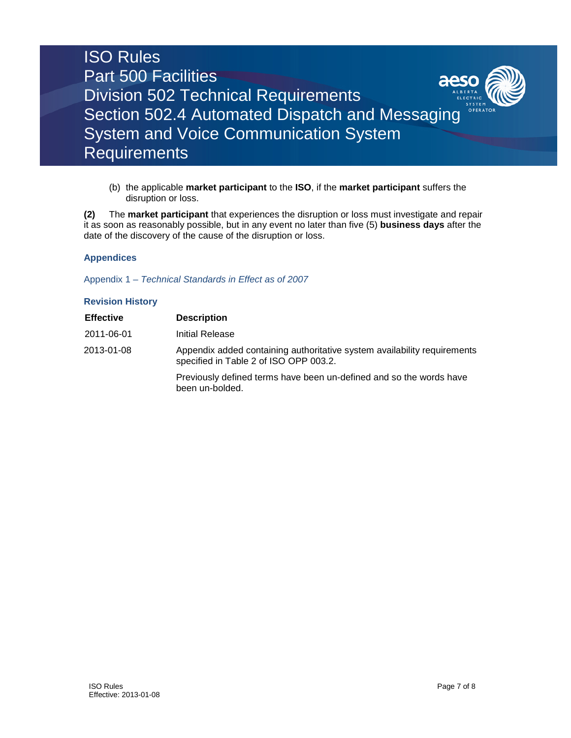(b) the applicable **market participant** to the **ISO**, if the **market participant** suffers the disruption or loss.

**(2)** The **market participant** that experiences the disruption or loss must investigate and repair it as soon as reasonably possible, but in any event no later than five (5) **business days** after the date of the discovery of the cause of the disruption or loss.

### Appendices

Appendix 1 – *Technical Standards in Effect as of 2007*

### Revision History

| Effective | Description |
|---|---|
| 2011-06-01 | Initial Release |
| 2013-01-08 | Appendix added containing authoritative system availability requirements specified in Table 2 of ISO OPP 003.2.<br><br>Previously defined terms have been un-defined and so the words have been un-bolded. |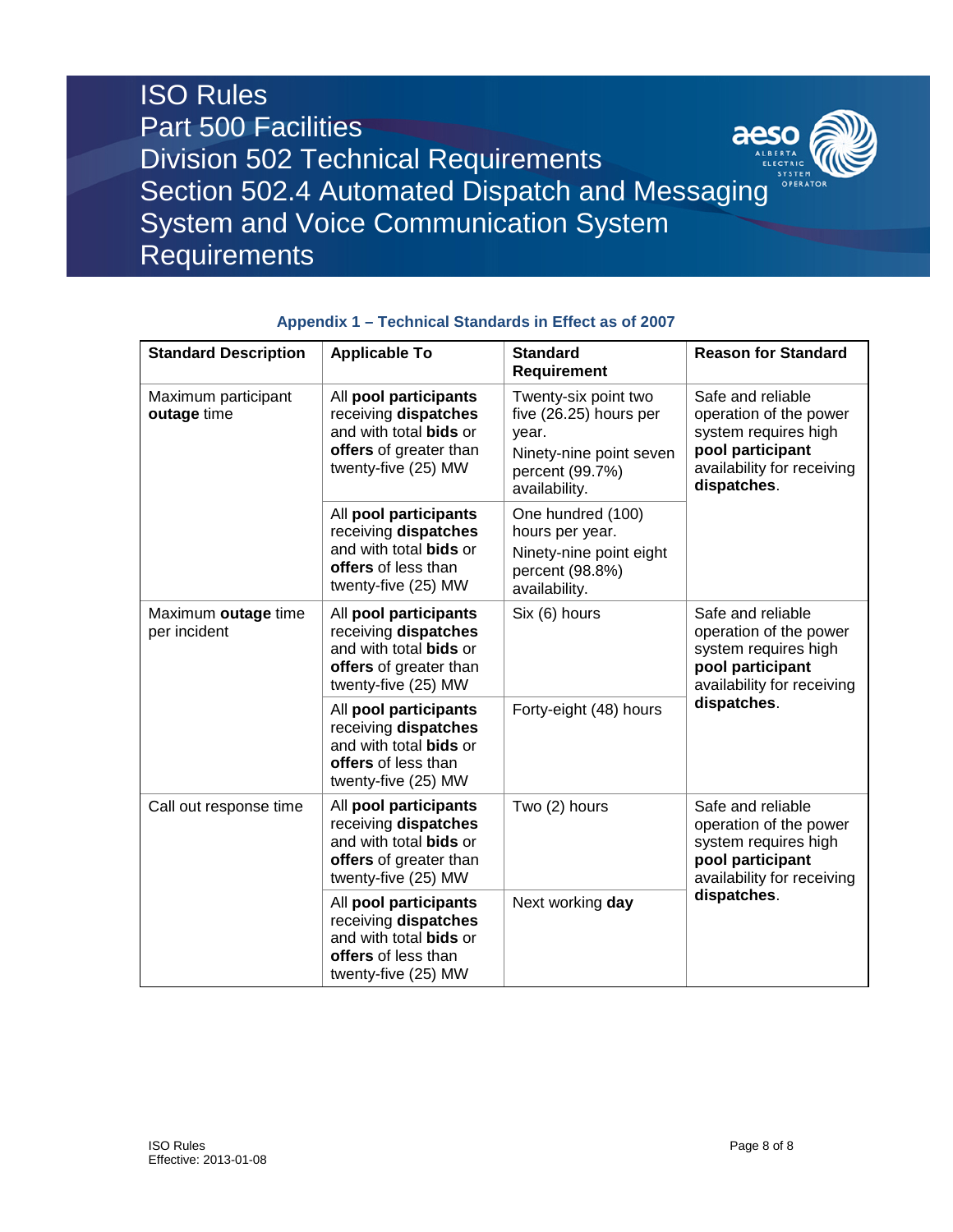### Appendix 1 – Technical Standards in Effect as of 2007

| Standard Description | Applicable To | Standard Requirement | Reason for Standard |
|---|---|---|---|
| Maximum participant **outage** time | All **pool participants** receiving **dispatches** and with total **bids** or **offers** of greater than twenty-five (25) MW | Twenty-six point two five (26.25) hours per year. Ninety-nine point seven percent (99.7%) availability. | Safe and reliable operation of the power system requires high **pool participant** availability for receiving **dispatches**. |
| | All **pool participants** receiving **dispatches** and with total **bids** or **offers** of less than twenty-five (25) MW | One hundred (100) hours per year. Ninety-nine point eight percent (98.8%) availability. | |
| Maximum **outage** time per incident | All **pool participants** receiving **dispatches** and with total **bids** or **offers** of greater than twenty-five (25) MW | Six (6) hours | Safe and reliable operation of the power system requires high **pool participant** availability for receiving **dispatches**. |
| | All **pool participants** receiving **dispatches** and with total **bids** or **offers** of less than twenty-five (25) MW | Forty-eight (48) hours | |
| Call out response time | All **pool participants** receiving **dispatches** and with total **bids** or **offers** of greater than twenty-five (25) MW | Two (2) hours | Safe and reliable operation of the power system requires high **pool participant** availability for receiving **dispatches**. |
| | All **pool participants** receiving **dispatches** and with total **bids** or **offers** of less than twenty-five (25) MW | Next working **day** | |